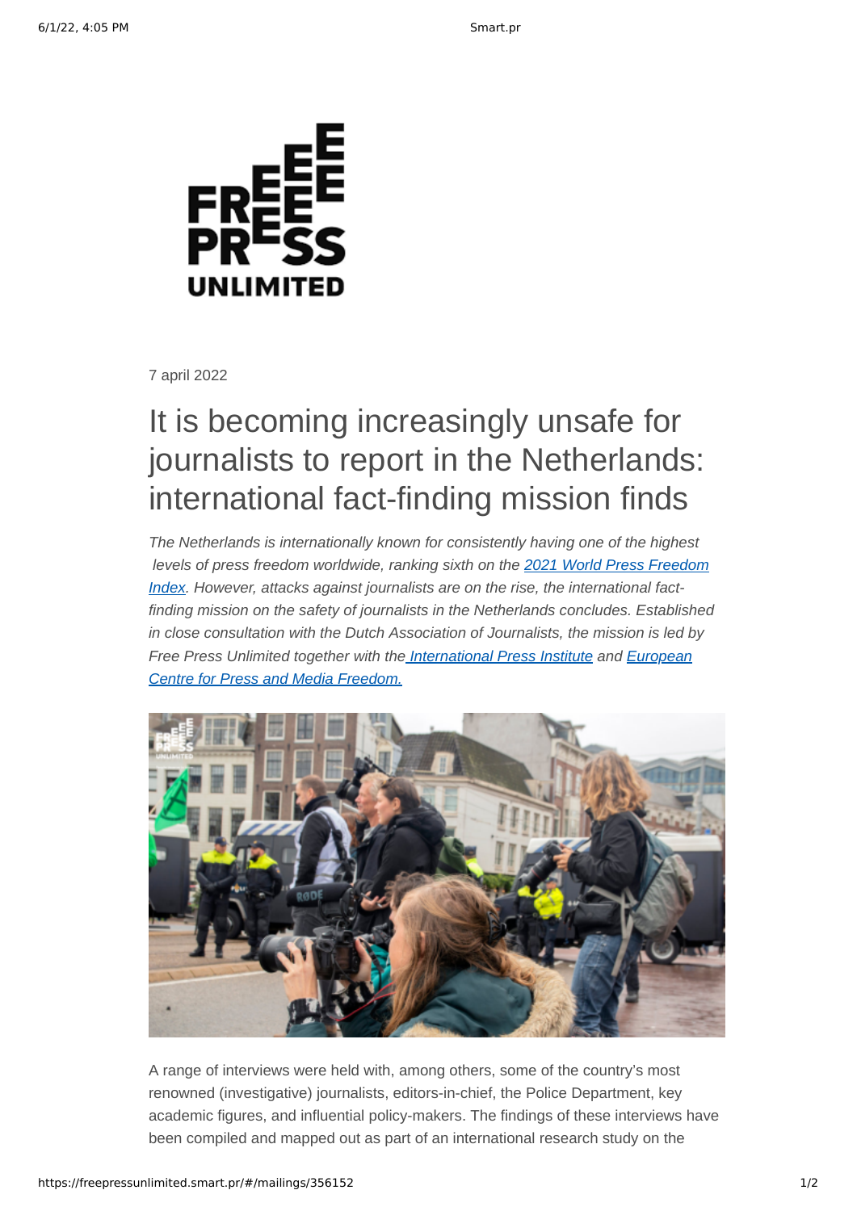7 april 2022

# It is becoming increasingly unsafe for journalists to report in the Netherlands: international fact-finding mission finds

*The Netherlands is internationally known for consistently having one of the highest levels of press freedom worldwide, ranking sixth on the [2021 World Press Freedom Index](). However, attacks against journalists are on the rise, the international fact-finding mission on the safety of journalists in the Netherlands concludes. Established in close consultation with the Dutch Association of Journalists, the mission is led by Free Press Unlimited together with the [International Press Institute]() and [European Centre for Press and Media Freedom.]()*

A range of interviews were held with, among others, some of the country's most renowned (investigative) journalists, editors-in-chief, the Police Department, key academic figures, and influential policy-makers. The findings of these interviews have been compiled and mapped out as part of an international research study on the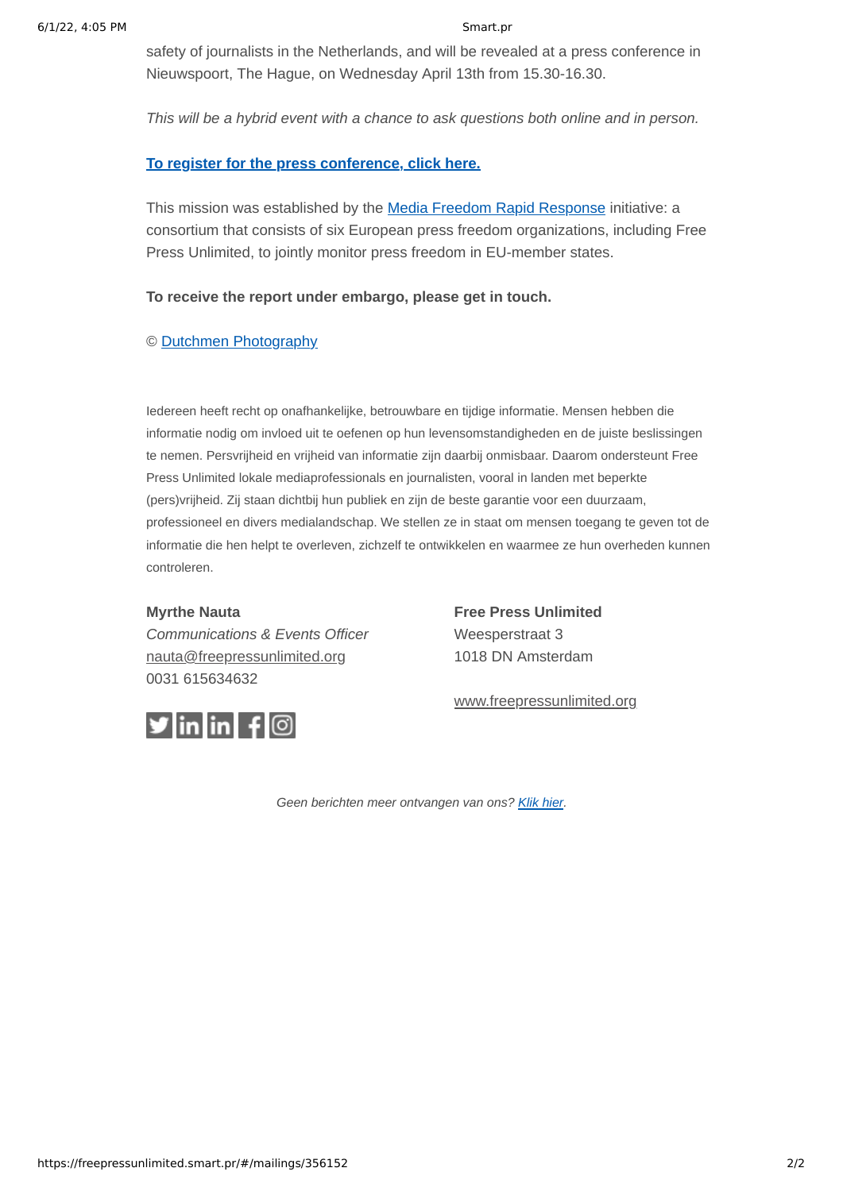safety of journalists in the Netherlands, and will be revealed at a press conference in Nieuwspoort, The Hague, on Wednesday April 13th from 15.30-16.30.

*This will be a hybrid event with a chance to ask questions both online and in person.*

**To register for the press conference, click here.**

This mission was established by the Media Freedom Rapid Response initiative: a consortium that consists of six European press freedom organizations, including Free Press Unlimited, to jointly monitor press freedom in EU-member states.

**To receive the report under embargo, please get in touch.**

© Dutchmen Photography

Iedereen heeft recht op onafhankelijke, betrouwbare en tijdige informatie. Mensen hebben die informatie nodig om invloed uit te oefenen op hun levensomstandigheden en de juiste beslissingen te nemen. Persvrijheid en vrijheid van informatie zijn daarbij onmisbaar. Daarom ondersteunt Free Press Unlimited lokale mediaprofessionals en journalisten, vooral in landen met beperkte (pers)vrijheid. Zij staan dichtbij hun publiek en zijn de beste garantie voor een duurzaam, professioneel en divers medialandschap. We stellen ze in staat om mensen toegang te geven tot de informatie die hen helpt te overleven, zichzelf te ontwikkelen en waarmee ze hun overheden kunnen controleren.

**Myrthe Nauta**
*Communications & Events Officer*
nauta@freepressunlimited.org
0031 615634632

**Free Press Unlimited**
Weesperstraat 3
1018 DN Amsterdam

www.freepressunlimited.org

*Geen berichten meer ontvangen van ons? Klik hier.*